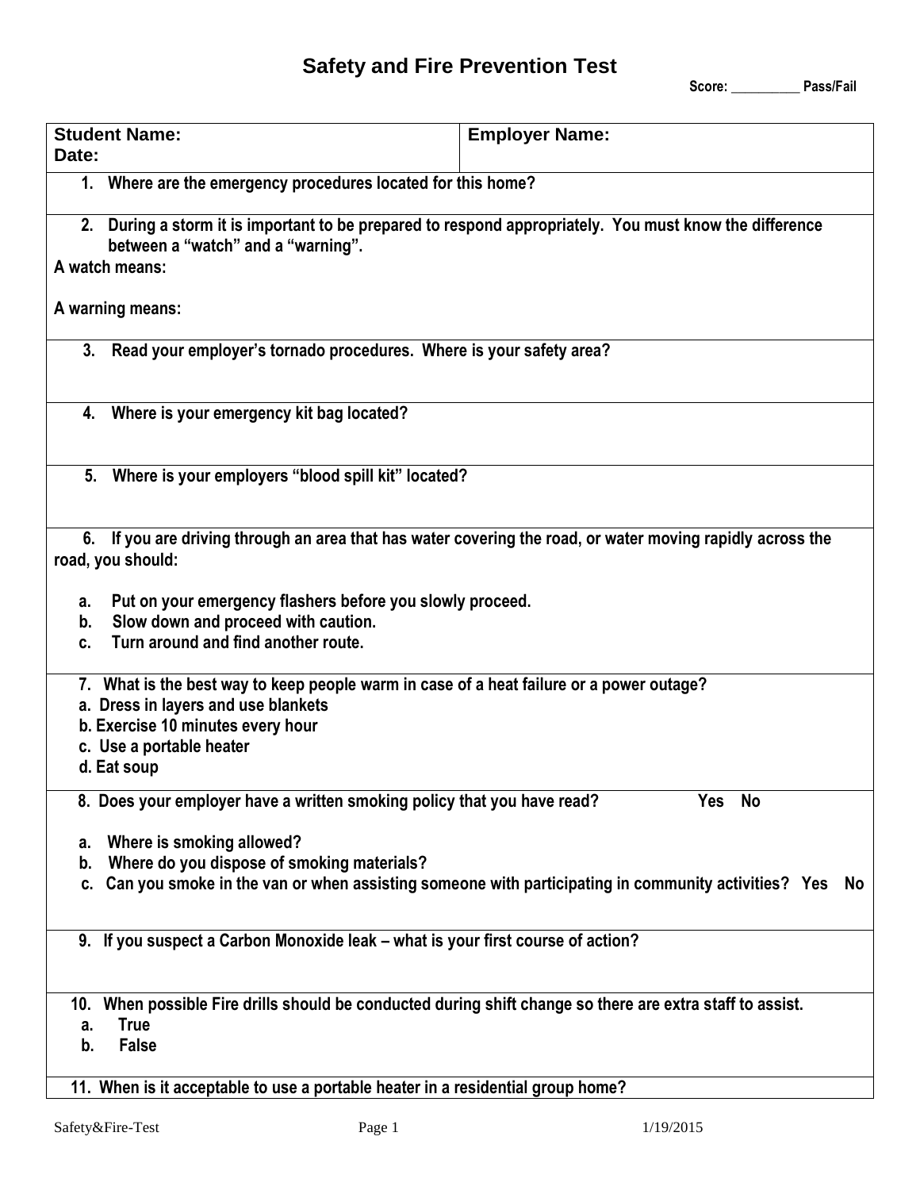# Safety and Fire Prevention Test

**Score: __________ Pass/Fail**

| **Student Name:**<br>**Date:** | **Employer Name:** |
|---|---|

**1. Where are the emergency procedures located for this home?**

**2. During a storm it is important to be prepared to respond appropriately. You must know the difference between a "watch" and a "warning".**

**A watch means:**

**A warning means:**

**3. Read your employer's tornado procedures. Where is your safety area?**

**4. Where is your emergency kit bag located?**

**5. Where is your employers "blood spill kit" located?**

**6. If you are driving through an area that has water covering the road, or water moving rapidly across the road, you should:**

- **a. Put on your emergency flashers before you slowly proceed.**
- **b. Slow down and proceed with caution.**
- **c. Turn around and find another route.**

**7. What is the best way to keep people warm in case of a heat failure or a power outage?**

- **a. Dress in layers and use blankets**
- **b. Exercise 10 minutes every hour**
- **c. Use a portable heater**
- **d. Eat soup**

**8. Does your employer have a written smoking policy that you have read? Yes No**

- **a. Where is smoking allowed?**
- **b. Where do you dispose of smoking materials?**
- **c. Can you smoke in the van or when assisting someone with participating in community activities? Yes No**

**9. If you suspect a Carbon Monoxide leak – what is your first course of action?**

**10. When possible Fire drills should be conducted during shift change so there are extra staff to assist.**

- **a. True**
- **b. False**

**11. When is it acceptable to use a portable heater in a residential group home?**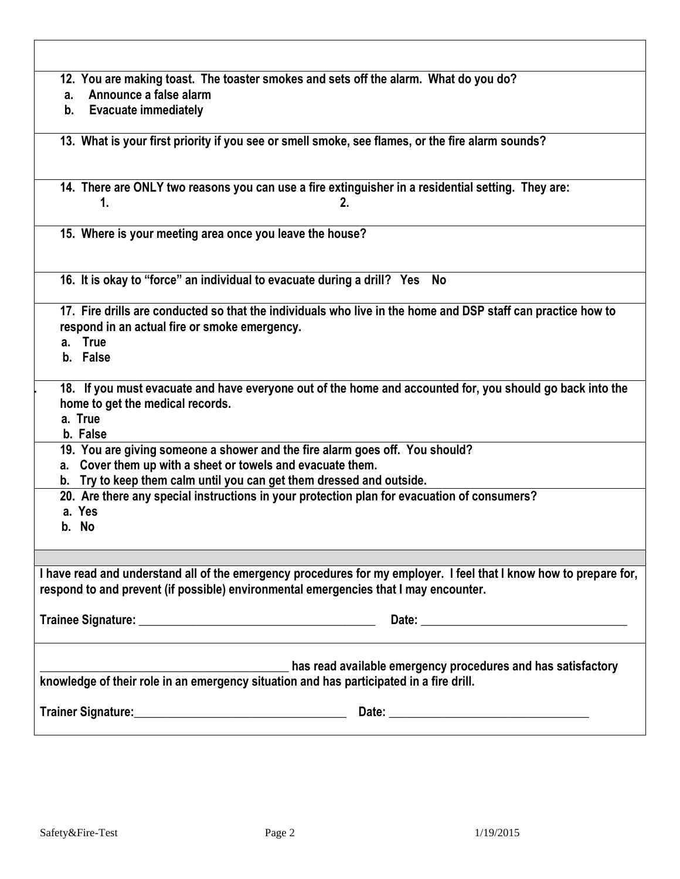**12. You are making toast. The toaster smokes and sets off the alarm. What do you do?**

**a. Announce a false alarm**

**b. Evacuate immediately**

**13. What is your first priority if you see or smell smoke, see flames, or the fire alarm sounds?**

**14. There are ONLY two reasons you can use a fire extinguisher in a residential setting. They are:**

**1.** **2.**

**15. Where is your meeting area once you leave the house?**

**16. It is okay to "force" an individual to evacuate during a drill? Yes No**

**17. Fire drills are conducted so that the individuals who live in the home and DSP staff can practice how to respond in an actual fire or smoke emergency.**

**a. True**

**b. False**

**18. If you must evacuate and have everyone out of the home and accounted for, you should go back into the home to get the medical records.**

**a. True**

**b. False**

**19. You are giving someone a shower and the fire alarm goes off. You should?**

**a. Cover them up with a sheet or towels and evacuate them.**

**b. Try to keep them calm until you can get them dressed and outside.**

**20. Are there any special instructions in your protection plan for evacuation of consumers?**

**a. Yes**

**b. No**

**I have read and understand all of the emergency procedures for my employer. I feel that I know how to prepare for, respond to and prevent (if possible) environmental emergencies that I may encounter.**

**Trainee Signature: ________________________________________ Date: ___________________________________**

**________________________________________ has read available emergency procedures and has satisfactory knowledge of their role in an emergency situation and has participated in a fire drill.**

**Trainer Signature: ___________________________________ Date: _________________________________**